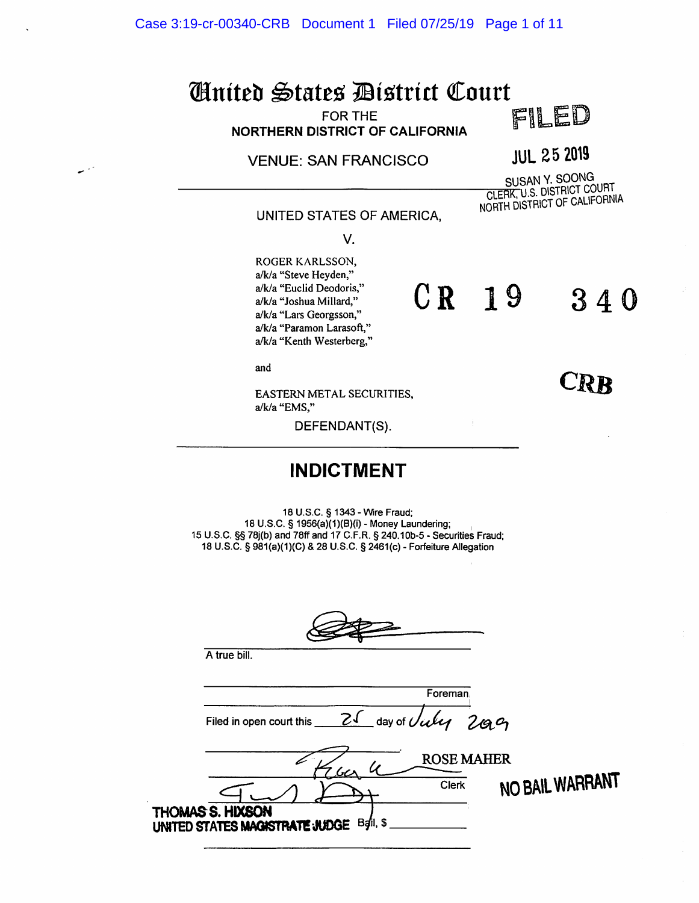# United States District Court

FOR THE
NORTHERN DISTRICT OF CALIFORNIA

VENUE: SAN FRANCISCO

FILED

JUL 25 2019

SUSAN Y. SOONG
CLERK, U.S. DISTRICT COURT
NORTH DISTRICT OF CALIFORNIA

UNITED STATES OF AMERICA,

V.

ROGER KARLSSON,
a/k/a "Steve Heyden,"
a/k/a "Euclid Deodoris,"
a/k/a "Joshua Millard,"
a/k/a "Lars Georgsson,"
a/k/a "Paramon Larasoft,"
a/k/a "Kenth Westerberg,"

and

EASTERN METAL SECURITIES,
a/k/a "EMS,"

DEFENDANT(S).

CR 19 340

CRB

## INDICTMENT

18 U.S.C. § 1343 - Wire Fraud;
18 U.S.C. § 1956(a)(1)(B)(i) - Money Laundering;
15 U.S.C. §§ 78j(b) and 78ff and 17 C.F.R. § 240.10b-5 - Securities Fraud;
18 U.S.C. § 981(a)(1)(C) & 28 U.S.C. § 2461(c) - Forfeiture Allegation

A true bill.

Foreman

Filed in open court this 25 day of July 2019

ROSE MAHER

Clerk

NO BAIL WARRANT

THOMAS S. HIXSON
UNITED STATES MAGISTRATE JUDGE

Bail, $ ____________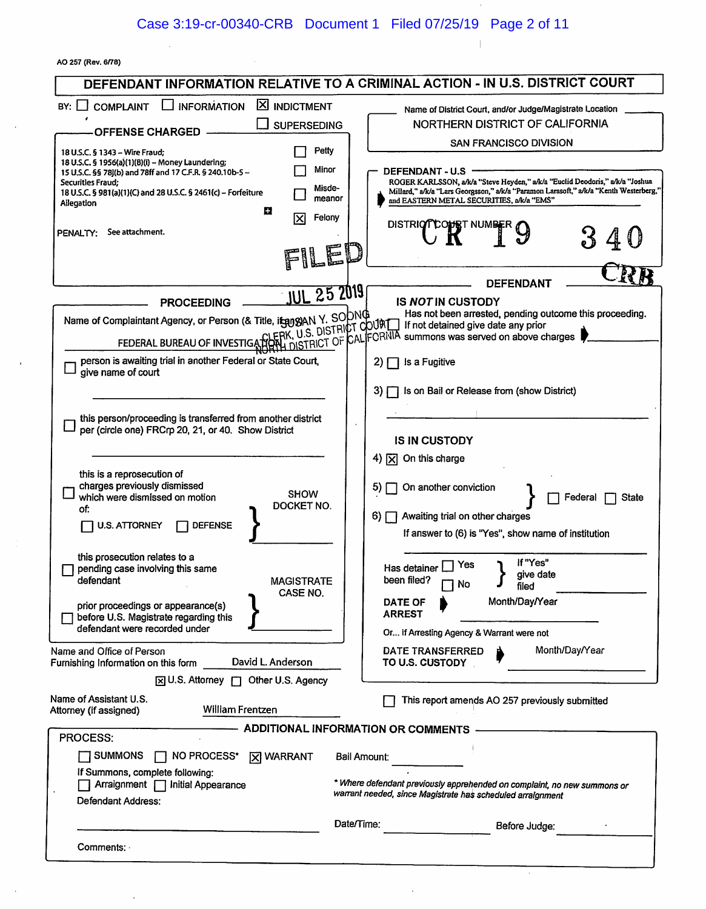AO 257 (Rev. 6/78)

# DEFENDANT INFORMATION RELATIVE TO A CRIMINAL ACTION - IN U.S. DISTRICT COURT

BY: ☐ COMPLAINT ☐ INFORMATION ☒ INDICTMENT ☐ SUPERSEDING

**OFFENSE CHARGED**

18 U.S.C. § 1343 – Wire Fraud;
18 U.S.C. § 1956(a)(1)(B)(i) – Money Laundering;
15 U.S.C. §§ 78j(b) and 78ff and 17 C.F.R. § 240.10b-5 – Securities Fraud;
18 U.S.C. § 981(a)(1)(C) and 28 U.S.C. § 2461(c) – Forfeiture Allegation

☐ Petty
☐ Minor
☐ Misde-meanor
☒ Felony

PENALTY: See attachment.

FILED
JUL 25 2019
SUSAN Y. SOONG
CLERK, U.S. DISTRICT COURT
NORTH DISTRICT OF CALIFORNIA

Name of District Court, and/or Judge/Magistrate Location
NORTHERN DISTRICT OF CALIFORNIA
SAN FRANCISCO DIVISION

**DEFENDANT - U.S**

ROGER KARLSSON, a/k/a "Steve Heyden," a/k/a "Euclid Deodoris," a/k/a "Joshua Millard," a/k/a "Lars Georgsson," a/k/a "Paramon Larasoft," a/k/a "Kenth Westerberg," and EASTERN METAL SECURITIES, a/k/a "EMS"

DISTRICT COURT NUMBER CR 19 340 CRB

**PROCEEDING**

Name of Complaintant Agency, or Person (& Title, if any)
FEDERAL BUREAU OF INVESTIGATION

☐ person is awaiting trial in another Federal or State Court, give name of court

☐ this person/proceeding is transferred from another district per (circle one) FRCrp 20, 21, or 40. Show District

☐ this is a reprosecution of charges previously dismissed which were dismissed on motion of:
☐ U.S. ATTORNEY ☐ DEFENSE
SHOW DOCKET NO.

☐ this prosecution relates to a pending case involving this same defendant

☐ prior proceedings or appearance(s) before U.S. Magistrate regarding this defendant were recorded under
MAGISTRATE CASE NO.

Name and Office of Person Furnishing Information on this form: David L. Anderson
☒ U.S. Attorney ☐ Other U.S. Agency

Name of Assistant U.S. Attorney (if assigned): William Frentzen

**DEFENDANT**

**IS *NOT* IN CUSTODY**

1) ☐ Has not been arrested, pending outcome this proceeding. If not detained give date any prior summons was served on above charges
2) ☐ Is a Fugitive
3) ☐ Is on Bail or Release from (show District)

**IS IN CUSTODY**

4) ☒ On this charge
5) ☐ On another conviction ☐ Federal ☐ State
6) ☐ Awaiting trial on other charges
If answer to (6) is "Yes", show name of institution

Has detainer been filed? ☐ Yes ☐ No — If "Yes" give date filed

DATE OF ARREST: Month/Day/Year

Or... if Arresting Agency & Warrant were not

DATE TRANSFERRED TO U.S. CUSTODY: Month/Day/Year

☐ This report amends AO 257 previously submitted

**ADDITIONAL INFORMATION OR COMMENTS**

PROCESS:
☐ SUMMONS ☐ NO PROCESS* ☒ WARRANT

Bail Amount:

If Summons, complete following:
☐ Arraignment ☐ Initial Appearance

*\* Where defendant previously apprehended on complaint, no new summons or warrant needed, since Magistrate has scheduled arraignment*

Defendant Address:

Date/Time: Before Judge:

Comments: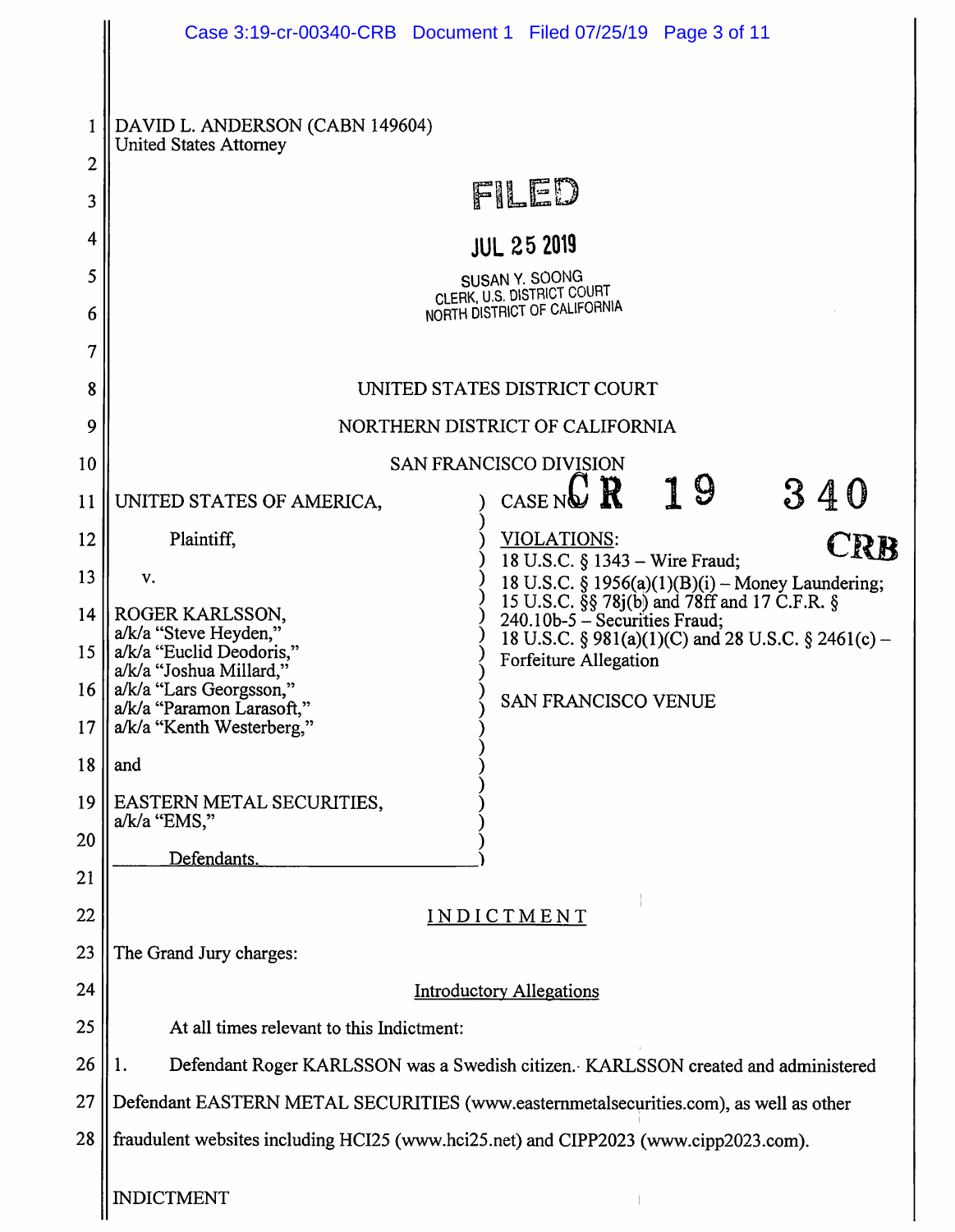DAVID L. ANDERSON (CABN 149604)
United States Attorney

FILED

JUL 25 2019

SUSAN Y. SOONG
CLERK, U.S. DISTRICT COURT
NORTH DISTRICT OF CALIFORNIA

UNITED STATES DISTRICT COURT

NORTHERN DISTRICT OF CALIFORNIA

SAN FRANCISCO DIVISION

| | |
|---|---|
| UNITED STATES OF AMERICA,<br><br>Plaintiff,<br><br>v.<br><br>ROGER KARLSSON,<br>a/k/a "Steve Heyden,"<br>a/k/a "Euclid Deodoris,"<br>a/k/a "Joshua Millard,"<br>a/k/a "Lars Georgsson,"<br>a/k/a "Paramon Larasoft,"<br>a/k/a "Kenth Westerberg,"<br><br>and<br><br>EASTERN METAL SECURITIES,<br>a/k/a "EMS,"<br><br>Defendants. | CASE NO. CR 19 340 CRB<br><br>VIOLATIONS:<br>18 U.S.C. § 1343 – Wire Fraud;<br>18 U.S.C. § 1956(a)(1)(B)(i) – Money Laundering;<br>15 U.S.C. §§ 78j(b) and 78ff and 17 C.F.R. § 240.10b-5 – Securities Fraud;<br>18 U.S.C. § 981(a)(1)(C) and 28 U.S.C. § 2461(c) – Forfeiture Allegation<br><br>SAN FRANCISCO VENUE |

## INDICTMENT

The Grand Jury charges:

### Introductory Allegations

At all times relevant to this Indictment:

1. Defendant Roger KARLSSON was a Swedish citizen. KARLSSON created and administered Defendant EASTERN METAL SECURITIES (www.easternmetalsecurities.com), as well as other fraudulent websites including HCI25 (www.hci25.net) and CIPP2023 (www.cipp2023.com).

INDICTMENT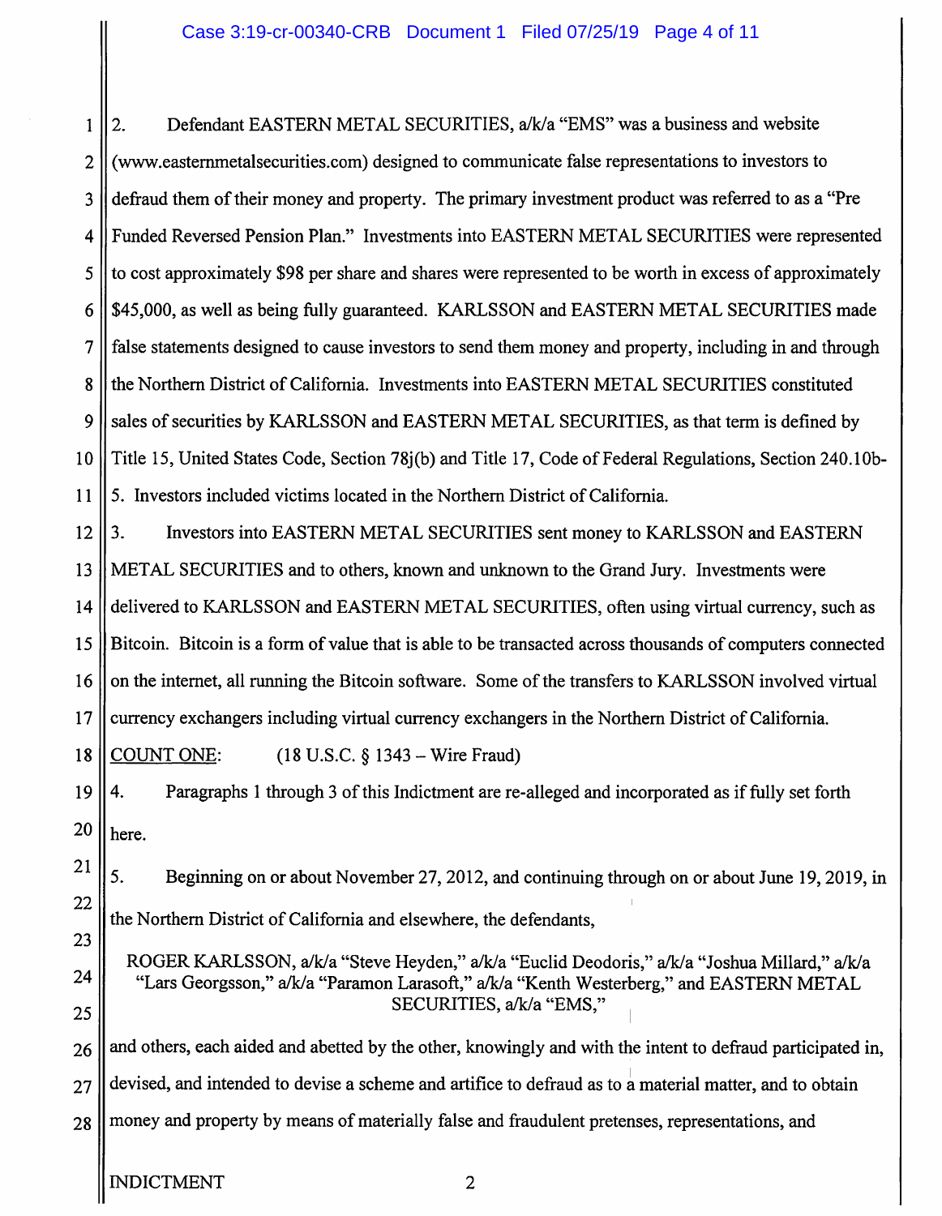2. Defendant EASTERN METAL SECURITIES, a/k/a "EMS" was a business and website (www.easternmetalsecurities.com) designed to communicate false representations to investors to defraud them of their money and property. The primary investment product was referred to as a "Pre Funded Reversed Pension Plan." Investments into EASTERN METAL SECURITIES were represented to cost approximately $98 per share and shares were represented to be worth in excess of approximately $45,000, as well as being fully guaranteed. KARLSSON and EASTERN METAL SECURITIES made false statements designed to cause investors to send them money and property, including in and through the Northern District of California. Investments into EASTERN METAL SECURITIES constituted sales of securities by KARLSSON and EASTERN METAL SECURITIES, as that term is defined by Title 15, United States Code, Section 78j(b) and Title 17, Code of Federal Regulations, Section 240.10b-5. Investors included victims located in the Northern District of California.

3. Investors into EASTERN METAL SECURITIES sent money to KARLSSON and EASTERN METAL SECURITIES and to others, known and unknown to the Grand Jury. Investments were delivered to KARLSSON and EASTERN METAL SECURITIES, often using virtual currency, such as Bitcoin. Bitcoin is a form of value that is able to be transacted across thousands of computers connected on the internet, all running the Bitcoin software. Some of the transfers to KARLSSON involved virtual currency exchangers including virtual currency exchangers in the Northern District of California.

COUNT ONE: (18 U.S.C. § 1343 – Wire Fraud)

4. Paragraphs 1 through 3 of this Indictment are re-alleged and incorporated as if fully set forth here.

5. Beginning on or about November 27, 2012, and continuing through on or about June 19, 2019, in the Northern District of California and elsewhere, the defendants,

ROGER KARLSSON, a/k/a "Steve Heyden," a/k/a "Euclid Deodoris," a/k/a "Joshua Millard," a/k/a "Lars Georgsson," a/k/a "Paramon Larasoft," a/k/a "Kenth Westerberg," and EASTERN METAL SECURITIES, a/k/a "EMS,"

and others, each aided and abetted by the other, knowingly and with the intent to defraud participated in, devised, and intended to devise a scheme and artifice to defraud as to a material matter, and to obtain money and property by means of materially false and fraudulent pretenses, representations, and

INDICTMENT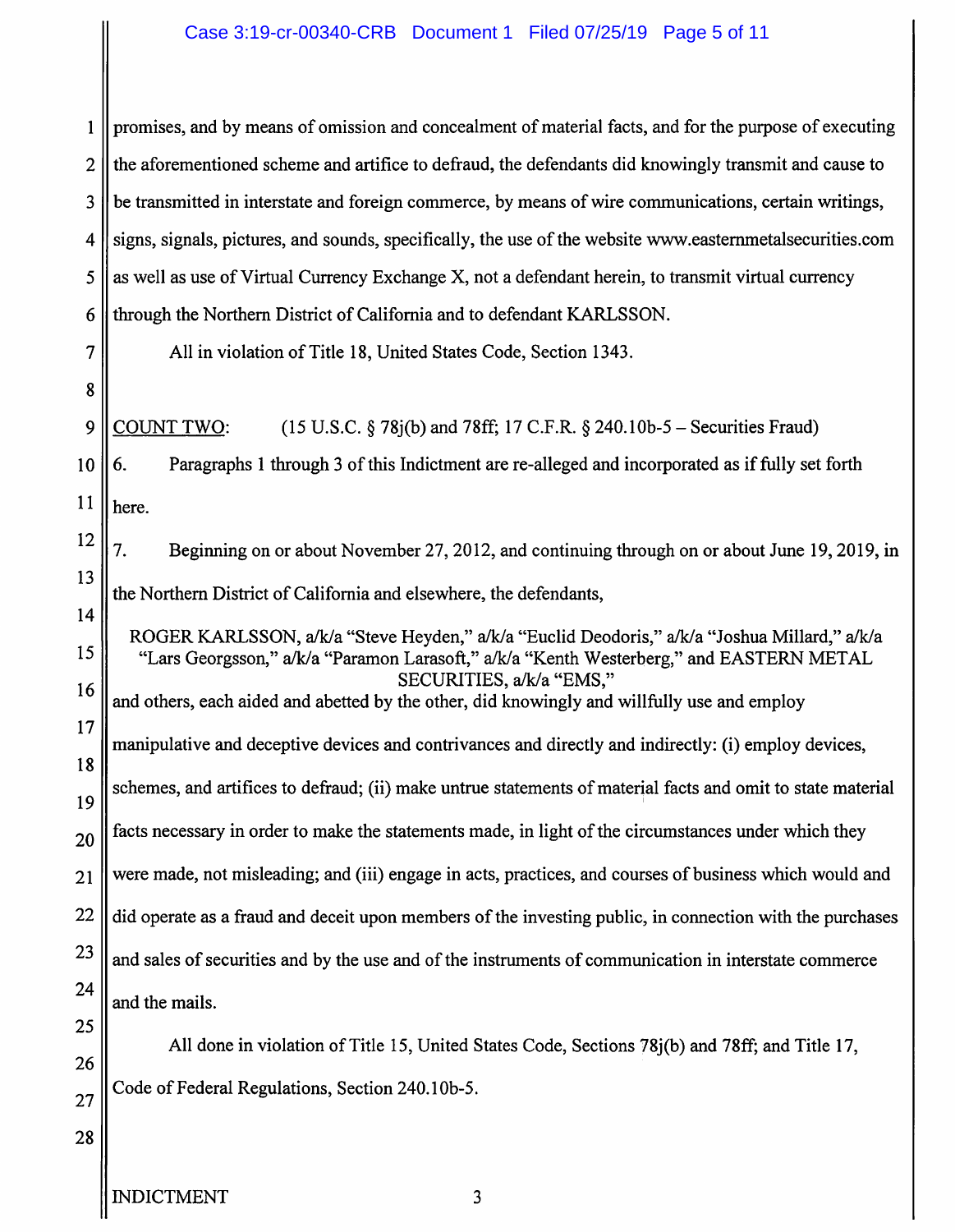promises, and by means of omission and concealment of material facts, and for the purpose of executing the aforementioned scheme and artifice to defraud, the defendants did knowingly transmit and cause to be transmitted in interstate and foreign commerce, by means of wire communications, certain writings, signs, signals, pictures, and sounds, specifically, the use of the website www.easternmetalsecurities.com as well as use of Virtual Currency Exchange X, not a defendant herein, to transmit virtual currency through the Northern District of California and to defendant KARLSSON.

All in violation of Title 18, United States Code, Section 1343.

COUNT TWO: (15 U.S.C. § 78j(b) and 78ff; 17 C.F.R. § 240.10b-5 – Securities Fraud)

6. Paragraphs 1 through 3 of this Indictment are re-alleged and incorporated as if fully set forth here.

7. Beginning on or about November 27, 2012, and continuing through on or about June 19, 2019, in the Northern District of California and elsewhere, the defendants,

ROGER KARLSSON, a/k/a "Steve Heyden," a/k/a "Euclid Deodoris," a/k/a "Joshua Millard," a/k/a "Lars Georgsson," a/k/a "Paramon Larasoft," a/k/a "Kenth Westerberg," and EASTERN METAL SECURITIES, a/k/a "EMS,"

and others, each aided and abetted by the other, did knowingly and willfully use and employ manipulative and deceptive devices and contrivances and directly and indirectly: (i) employ devices, schemes, and artifices to defraud; (ii) make untrue statements of material facts and omit to state material facts necessary in order to make the statements made, in light of the circumstances under which they were made, not misleading; and (iii) engage in acts, practices, and courses of business which would and did operate as a fraud and deceit upon members of the investing public, in connection with the purchases and sales of securities and by the use and of the instruments of communication in interstate commerce and the mails.

All done in violation of Title 15, United States Code, Sections 78j(b) and 78ff; and Title 17, Code of Federal Regulations, Section 240.10b-5.

INDICTMENT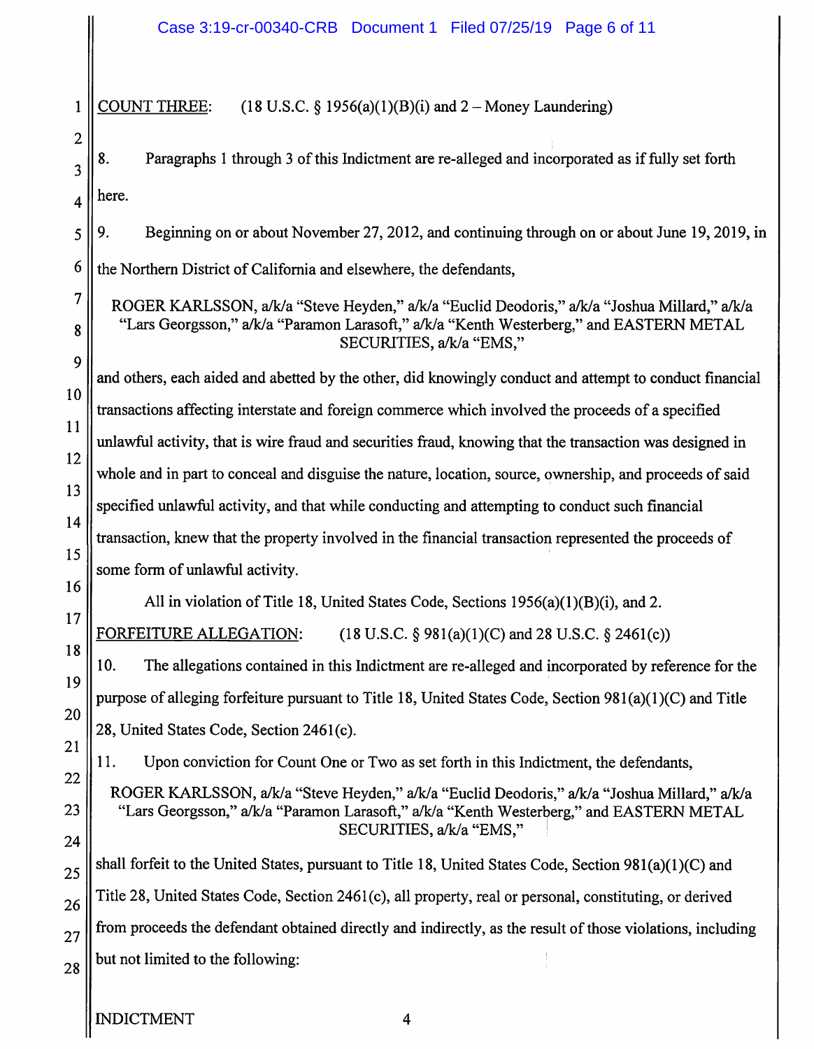COUNT THREE: (18 U.S.C. § 1956(a)(1)(B)(i) and 2 – Money Laundering)

8. Paragraphs 1 through 3 of this Indictment are re-alleged and incorporated as if fully set forth here.

9. Beginning on or about November 27, 2012, and continuing through on or about June 19, 2019, in the Northern District of California and elsewhere, the defendants,

ROGER KARLSSON, a/k/a "Steve Heyden," a/k/a "Euclid Deodoris," a/k/a "Joshua Millard," a/k/a "Lars Georgsson," a/k/a "Paramon Larasoft," a/k/a "Kenth Westerberg," and EASTERN METAL SECURITIES, a/k/a "EMS,"

and others, each aided and abetted by the other, did knowingly conduct and attempt to conduct financial transactions affecting interstate and foreign commerce which involved the proceeds of a specified unlawful activity, that is wire fraud and securities fraud, knowing that the transaction was designed in whole and in part to conceal and disguise the nature, location, source, ownership, and proceeds of said specified unlawful activity, and that while conducting and attempting to conduct such financial transaction, knew that the property involved in the financial transaction represented the proceeds of some form of unlawful activity.

All in violation of Title 18, United States Code, Sections 1956(a)(1)(B)(i), and 2.

FORFEITURE ALLEGATION: (18 U.S.C. § 981(a)(1)(C) and 28 U.S.C. § 2461(c))

10. The allegations contained in this Indictment are re-alleged and incorporated by reference for the purpose of alleging forfeiture pursuant to Title 18, United States Code, Section 981(a)(1)(C) and Title 28, United States Code, Section 2461(c).

11. Upon conviction for Count One or Two as set forth in this Indictment, the defendants,

ROGER KARLSSON, a/k/a "Steve Heyden," a/k/a "Euclid Deodoris," a/k/a "Joshua Millard," a/k/a "Lars Georgsson," a/k/a "Paramon Larasoft," a/k/a "Kenth Westerberg," and EASTERN METAL SECURITIES, a/k/a "EMS,"

shall forfeit to the United States, pursuant to Title 18, United States Code, Section 981(a)(1)(C) and Title 28, United States Code, Section 2461(c), all property, real or personal, constituting, or derived from proceeds the defendant obtained directly and indirectly, as the result of those violations, including but not limited to the following:

INDICTMENT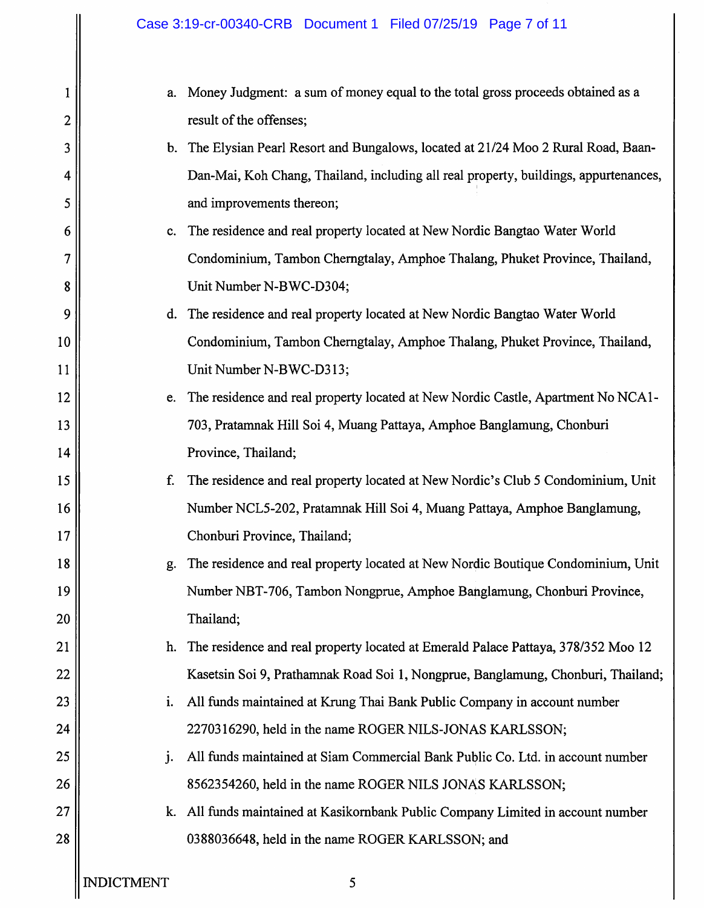a. Money Judgment: a sum of money equal to the total gross proceeds obtained as a result of the offenses;

b. The Elysian Pearl Resort and Bungalows, located at 21/24 Moo 2 Rural Road, Baan-Dan-Mai, Koh Chang, Thailand, including all real property, buildings, appurtenances, and improvements thereon;

c. The residence and real property located at New Nordic Bangtao Water World Condominium, Tambon Cherngtalay, Amphoe Thalang, Phuket Province, Thailand, Unit Number N-BWC-D304;

d. The residence and real property located at New Nordic Bangtao Water World Condominium, Tambon Cherngtalay, Amphoe Thalang, Phuket Province, Thailand, Unit Number N-BWC-D313;

e. The residence and real property located at New Nordic Castle, Apartment No NCA1-703, Pratamnak Hill Soi 4, Muang Pattaya, Amphoe Banglamung, Chonburi Province, Thailand;

f. The residence and real property located at New Nordic's Club 5 Condominium, Unit Number NCL5-202, Pratamnak Hill Soi 4, Muang Pattaya, Amphoe Banglamung, Chonburi Province, Thailand;

g. The residence and real property located at New Nordic Boutique Condominium, Unit Number NBT-706, Tambon Nongprue, Amphoe Banglamung, Chonburi Province, Thailand;

h. The residence and real property located at Emerald Palace Pattaya, 378/352 Moo 12 Kasetsin Soi 9, Prathamnak Road Soi 1, Nongprue, Banglamung, Chonburi, Thailand;

i. All funds maintained at Krung Thai Bank Public Company in account number 2270316290, held in the name ROGER NILS-JONAS KARLSSON;

j. All funds maintained at Siam Commercial Bank Public Co. Ltd. in account number 8562354260, held in the name ROGER NILS JONAS KARLSSON;

k. All funds maintained at Kasikornbank Public Company Limited in account number 0388036648, held in the name ROGER KARLSSON; and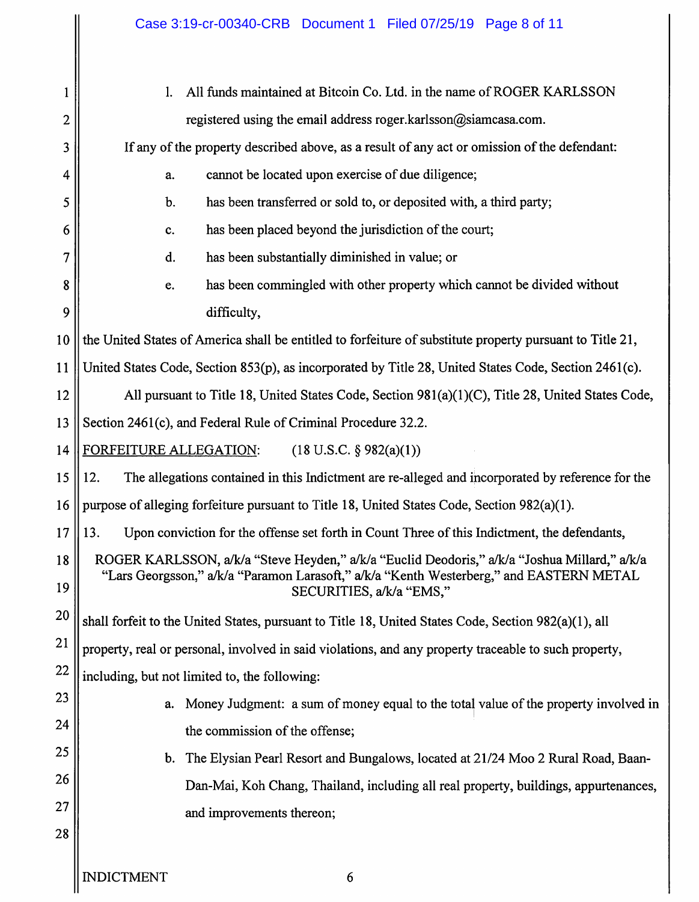l. All funds maintained at Bitcoin Co. Ltd. in the name of ROGER KARLSSON registered using the email address roger.karlsson@siamcasa.com.

If any of the property described above, as a result of any act or omission of the defendant:

a. cannot be located upon exercise of due diligence;

b. has been transferred or sold to, or deposited with, a third party;

c. has been placed beyond the jurisdiction of the court;

d. has been substantially diminished in value; or

e. has been commingled with other property which cannot be divided without difficulty,

the United States of America shall be entitled to forfeiture of substitute property pursuant to Title 21, United States Code, Section 853(p), as incorporated by Title 28, United States Code, Section 2461(c).

All pursuant to Title 18, United States Code, Section 981(a)(1)(C), Title 28, United States Code, Section 2461(c), and Federal Rule of Criminal Procedure 32.2.

FORFEITURE ALLEGATION: (18 U.S.C. § 982(a)(1))

12. The allegations contained in this Indictment are re-alleged and incorporated by reference for the purpose of alleging forfeiture pursuant to Title 18, United States Code, Section 982(a)(1).

13. Upon conviction for the offense set forth in Count Three of this Indictment, the defendants,

ROGER KARLSSON, a/k/a "Steve Heyden," a/k/a "Euclid Deodoris," a/k/a "Joshua Millard," a/k/a "Lars Georgsson," a/k/a "Paramon Larasoft," a/k/a "Kenth Westerberg," and EASTERN METAL SECURITIES, a/k/a "EMS,"

shall forfeit to the United States, pursuant to Title 18, United States Code, Section 982(a)(1), all property, real or personal, involved in said violations, and any property traceable to such property, including, but not limited to, the following:

a. Money Judgment: a sum of money equal to the total value of the property involved in the commission of the offense;

b. The Elysian Pearl Resort and Bungalows, located at 21/24 Moo 2 Rural Road, Baan-Dan-Mai, Koh Chang, Thailand, including all real property, buildings, appurtenances, and improvements thereon;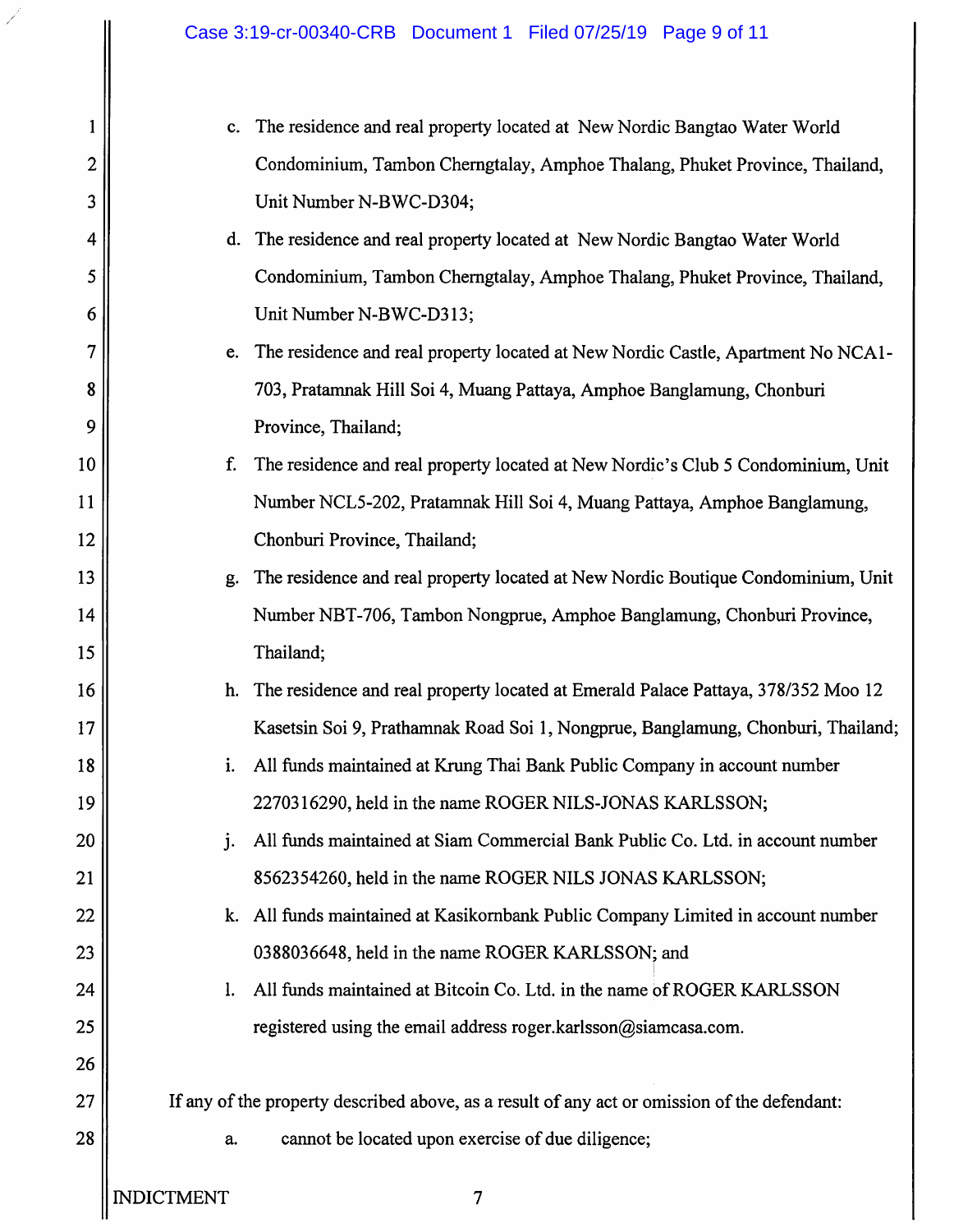c. The residence and real property located at New Nordic Bangtao Water World Condominium, Tambon Cherngtalay, Amphoe Thalang, Phuket Province, Thailand, Unit Number N-BWC-D304;

d. The residence and real property located at New Nordic Bangtao Water World Condominium, Tambon Cherngtalay, Amphoe Thalang, Phuket Province, Thailand, Unit Number N-BWC-D313;

e. The residence and real property located at New Nordic Castle, Apartment No NCA1-703, Pratamnak Hill Soi 4, Muang Pattaya, Amphoe Banglamung, Chonburi Province, Thailand;

f. The residence and real property located at New Nordic's Club 5 Condominium, Unit Number NCL5-202, Pratamnak Hill Soi 4, Muang Pattaya, Amphoe Banglamung, Chonburi Province, Thailand;

g. The residence and real property located at New Nordic Boutique Condominium, Unit Number NBT-706, Tambon Nongprue, Amphoe Banglamung, Chonburi Province, Thailand;

h. The residence and real property located at Emerald Palace Pattaya, 378/352 Moo 12 Kasetsin Soi 9, Prathamnak Road Soi 1, Nongprue, Banglamung, Chonburi, Thailand;

i. All funds maintained at Krung Thai Bank Public Company in account number 2270316290, held in the name ROGER NILS-JONAS KARLSSON;

j. All funds maintained at Siam Commercial Bank Public Co. Ltd. in account number 8562354260, held in the name ROGER NILS JONAS KARLSSON;

k. All funds maintained at Kasikornbank Public Company Limited in account number 0388036648, held in the name ROGER KARLSSON; and

l. All funds maintained at Bitcoin Co. Ltd. in the name of ROGER KARLSSON registered using the email address roger.karlsson@siamcasa.com.

If any of the property described above, as a result of any act or omission of the defendant:

a. cannot be located upon exercise of due diligence;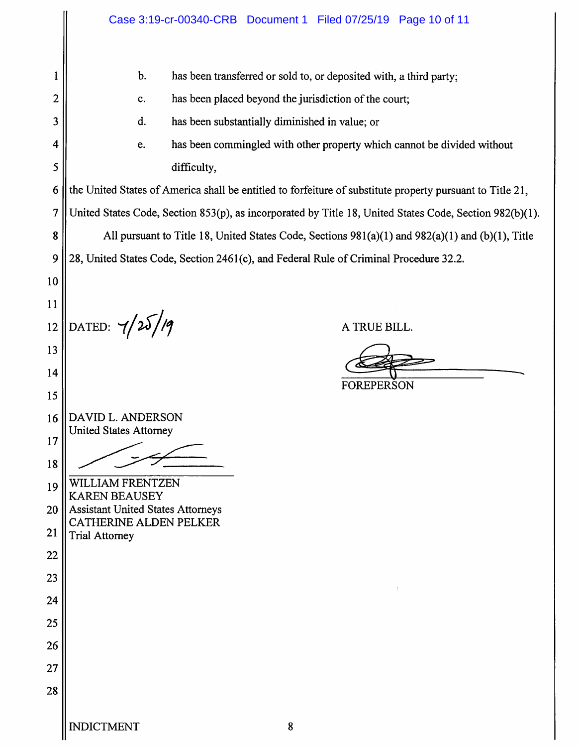b. has been transferred or sold to, or deposited with, a third party;

c. has been placed beyond the jurisdiction of the court;

d. has been substantially diminished in value; or

e. has been commingled with other property which cannot be divided without difficulty,

the United States of America shall be entitled to forfeiture of substitute property pursuant to Title 21, United States Code, Section 853(p), as incorporated by Title 18, United States Code, Section 982(b)(1).

All pursuant to Title 18, United States Code, Sections 981(a)(1) and 982(a)(1) and (b)(1), Title 28, United States Code, Section 2461(c), and Federal Rule of Criminal Procedure 32.2.

DATED: 7/25/19

A TRUE BILL.

FOREPERSON

DAVID L. ANDERSON
United States Attorney

WILLIAM FRENTZEN
KAREN BEAUSEY
Assistant United States Attorneys
CATHERINE ALDEN PELKER
Trial Attorney

INDICTMENT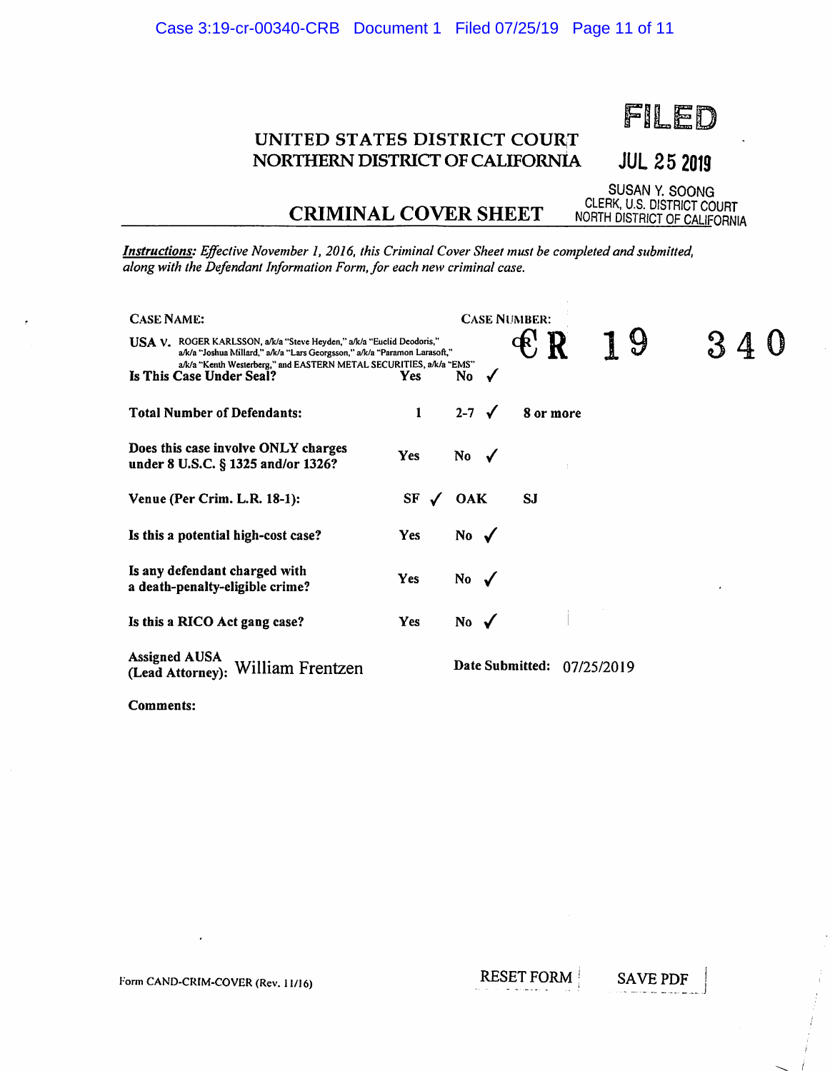FILED

JUL 25 2019

SUSAN Y. SOONG
CLERK, U.S. DISTRICT COURT
NORTH DISTRICT OF CALIFORNIA

# UNITED STATES DISTRICT COURT
# NORTHERN DISTRICT OF CALIFORNIA

## CRIMINAL COVER SHEET

***Instructions:*** *Effective November 1, 2016, this Criminal Cover Sheet must be completed and submitted, along with the Defendant Information Form, for each new criminal case.*

**CASE NAME:**

USA v. ROGER KARLSSON, a/k/a "Steve Heyden," a/k/a "Euclid Deodoris," a/k/a "Joshua Millard," a/k/a "Lars Georgsson," a/k/a "Paramon Larasoft," a/k/a "Kenth Westerberg," and EASTERN METAL SECURITIES, a/k/a "EMS"

**CASE NUMBER:** CR 19 340

| | | | |
|---|---|---|---|
| **Is This Case Under Seal?** | Yes | No ✓ | |
| **Total Number of Defendants:** | 1 | 2-7 ✓ | 8 or more |
| **Does this case involve ONLY charges under 8 U.S.C. § 1325 and/or 1326?** | Yes | No ✓ | |
| **Venue (Per Crim. L.R. 18-1):** | SF ✓ | OAK | SJ |
| **Is this a potential high-cost case?** | Yes | No ✓ | |
| **Is any defendant charged with a death-penalty-eligible crime?** | Yes | No ✓ | |
| **Is this a RICO Act gang case?** | Yes | No ✓ | |

**Assigned AUSA (Lead Attorney):** William Frentzen

**Date Submitted:** 07/25/2019

**Comments:**

Form CAND-CRIM-COVER (Rev. 11/16)

RESET FORM SAVE PDF